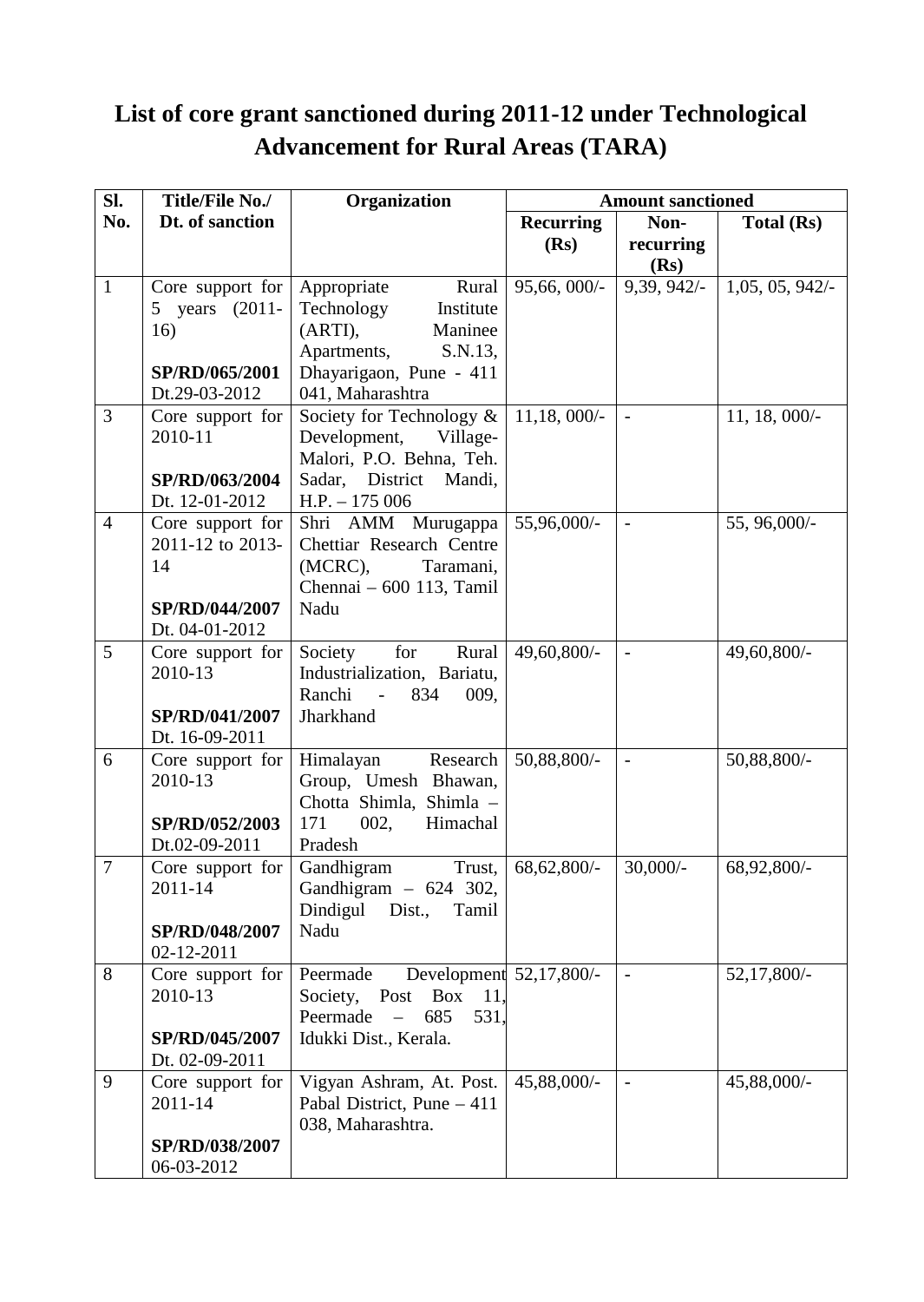# List of core grant sanctioned during 2011-12 under Technological Advancement for Rural Areas (TARA)

| Sl. No. | Title/File No./ Dt. of sanction | Organization | Amount sanctioned | | |
|---|---|---|---|---|---|
| | | | Recurring (Rs) | Non-recurring (Rs) | Total (Rs) |
| 1 | Core support for 5 years (2011-16) **SP/RD/065/2001** Dt.29-03-2012 | Appropriate Rural Technology Institute (ARTI), Maninee Apartments, S.N.13, Dhayarigaon, Pune - 411 041, Maharashtra | 95,66, 000/- | 9,39, 942/- | 1,05, 05, 942/- |
| 3 | Core support for 2010-11 **SP/RD/063/2004** Dt. 12-01-2012 | Society for Technology & Development, Village-Malori, P.O. Behna, Teh. Sadar, District Mandi, H.P. – 175 006 | 11,18, 000/- | - | 11, 18, 000/- |
| 4 | Core support for 2011-12 to 2013-14 **SP/RD/044/2007** Dt. 04-01-2012 | Shri AMM Murugappa Chettiar Research Centre (MCRC), Taramani, Chennai – 600 113, Tamil Nadu | 55,96,000/- | - | 55, 96,000/- |
| 5 | Core support for 2010-13 **SP/RD/041/2007** Dt. 16-09-2011 | Society for Rural Industrialization, Bariatu, Ranchi - 834 009, Jharkhand | 49,60,800/- | - | 49,60,800/- |
| 6 | Core support for 2010-13 **SP/RD/052/2003** Dt.02-09-2011 | Himalayan Research Group, Umesh Bhawan, Chotta Shimla, Shimla – 171 002, Himachal Pradesh | 50,88,800/- | - | 50,88,800/- |
| 7 | Core support for 2011-14 **SP/RD/048/2007** 02-12-2011 | Gandhigram Trust, Gandhigram – 624 302, Dindigul Dist., Tamil Nadu | 68,62,800/- | 30,000/- | 68,92,800/- |
| 8 | Core support for 2010-13 **SP/RD/045/2007** Dt. 02-09-2011 | Peermade Development Society, Post Box 11, Peermade – 685 531, Idukki Dist., Kerala. | 52,17,800/- | - | 52,17,800/- |
| 9 | Core support for 2011-14 **SP/RD/038/2007** 06-03-2012 | Vigyan Ashram, At. Post. Pabal District, Pune – 411 038, Maharashtra. | 45,88,000/- | - | 45,88,000/- |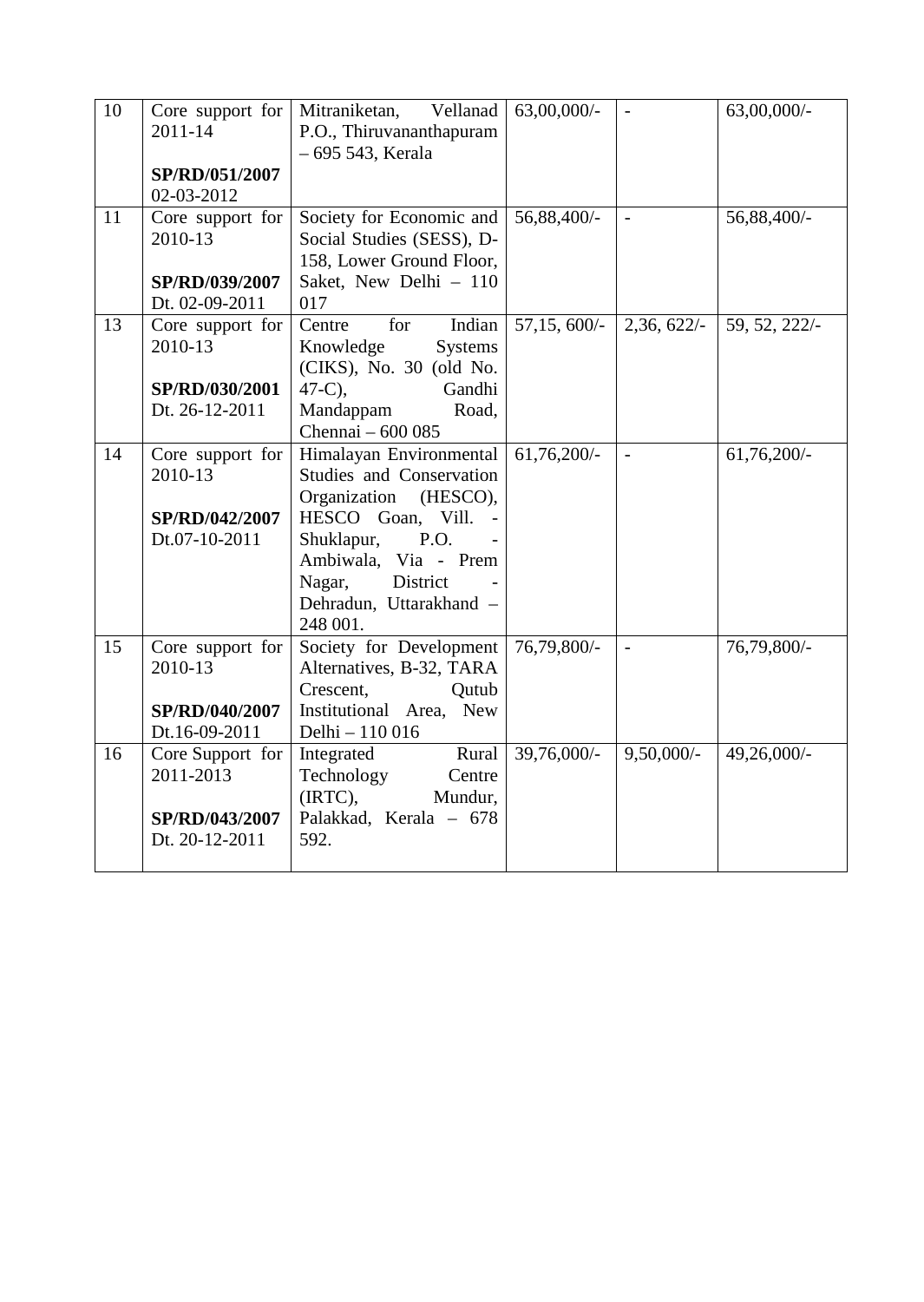| | | | | | |
|---|---|---|---|---|---|
| 10 | Core support for 2011-14<br><br>**SP/RD/051/2007**<br>02-03-2012 | Mitraniketan, Vellanad P.O., Thiruvananthapuram – 695 543, Kerala | 63,00,000/- | - | 63,00,000/- |
| 11 | Core support for 2010-13<br><br>**SP/RD/039/2007**<br>Dt. 02-09-2011 | Society for Economic and Social Studies (SESS), D-158, Lower Ground Floor, Saket, New Delhi – 110 017 | 56,88,400/- | - | 56,88,400/- |
| 13 | Core support for 2010-13<br><br>**SP/RD/030/2001**<br>Dt. 26-12-2011 | Centre for Indian Knowledge Systems (CIKS), No. 30 (old No. 47-C), Gandhi Mandappam Road, Chennai – 600 085 | 57,15, 600/- | 2,36, 622/- | 59, 52, 222/- |
| 14 | Core support for 2010-13<br><br>**SP/RD/042/2007**<br>Dt.07-10-2011 | Himalayan Environmental Studies and Conservation Organization (HESCO), HESCO Goan, Vill. - Shuklapur, P.O. - Ambiwala, Via - Prem Nagar, District - Dehradun, Uttarakhand – 248 001. | 61,76,200/- | - | 61,76,200/- |
| 15 | Core support for 2010-13<br><br>**SP/RD/040/2007**<br>Dt.16-09-2011 | Society for Development Alternatives, B-32, TARA Crescent, Qutub Institutional Area, New Delhi – 110 016 | 76,79,800/- | - | 76,79,800/- |
| 16 | Core Support for 2011-2013<br><br>**SP/RD/043/2007**<br>Dt. 20-12-2011 | Integrated Rural Technology Centre (IRTC), Mundur, Palakkad, Kerala – 678 592. | 39,76,000/- | 9,50,000/- | 49,26,000/- |